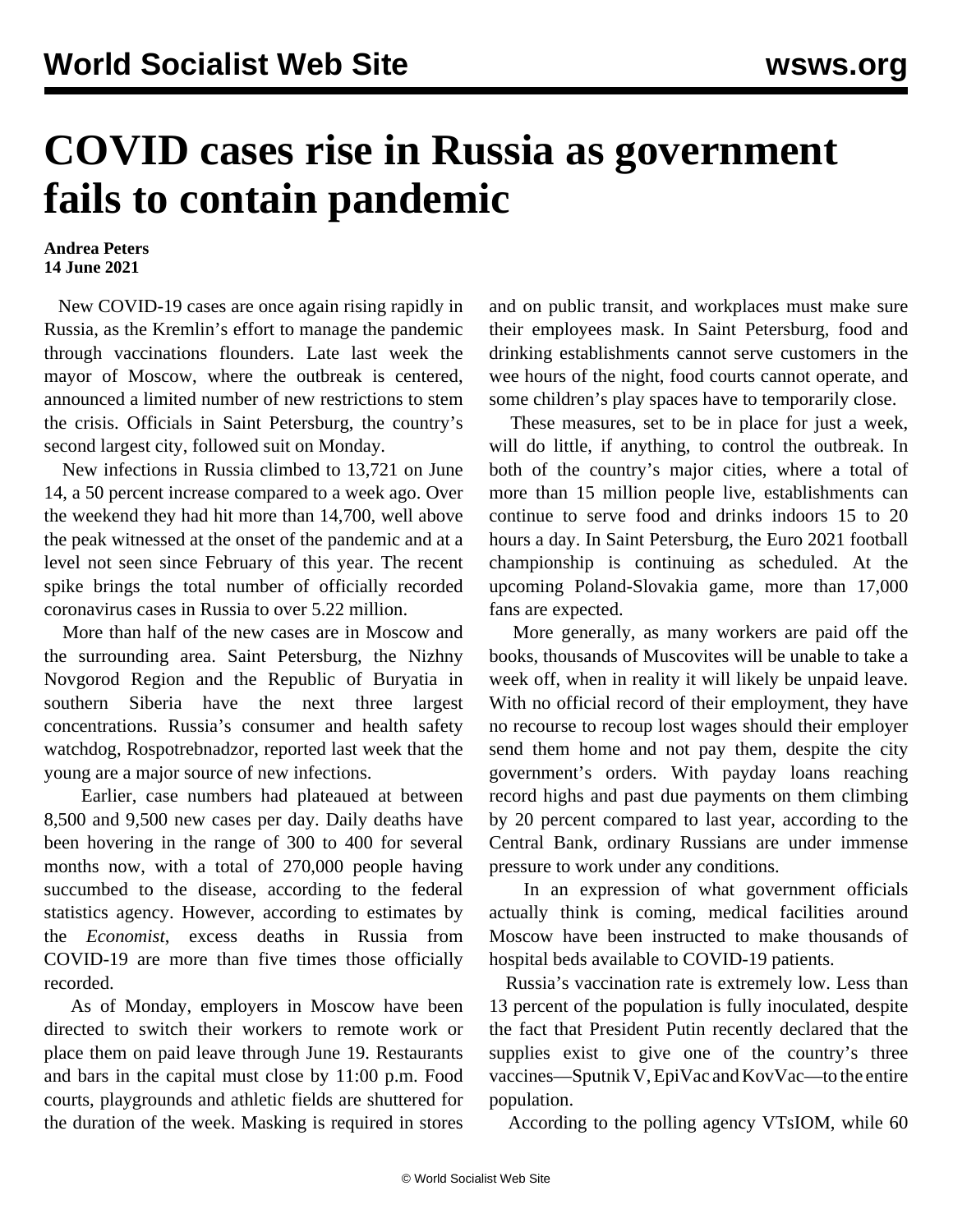# COVID cases rise in Russia as government fails to contain pandemic

**Andrea Peters**
**14 June 2021**

New COVID-19 cases are once again rising rapidly in Russia, as the Kremlin's effort to manage the pandemic through vaccinations flounders. Late last week the mayor of Moscow, where the outbreak is centered, announced a limited number of new restrictions to stem the crisis. Officials in Saint Petersburg, the country's second largest city, followed suit on Monday.

New infections in Russia climbed to 13,721 on June 14, a 50 percent increase compared to a week ago. Over the weekend they had hit more than 14,700, well above the peak witnessed at the onset of the pandemic and at a level not seen since February of this year. The recent spike brings the total number of officially recorded coronavirus cases in Russia to over 5.22 million.

More than half of the new cases are in Moscow and the surrounding area. Saint Petersburg, the Nizhny Novgorod Region and the Republic of Buryatia in southern Siberia have the next three largest concentrations. Russia's consumer and health safety watchdog, Rospotrebnadzor, reported last week that the young are a major source of new infections.

Earlier, case numbers had plateaued at between 8,500 and 9,500 new cases per day. Daily deaths have been hovering in the range of 300 to 400 for several months now, with a total of 270,000 people having succumbed to the disease, according to the federal statistics agency. However, according to estimates by the *Economist*, excess deaths in Russia from COVID-19 are more than five times those officially recorded.

As of Monday, employers in Moscow have been directed to switch their workers to remote work or place them on paid leave through June 19. Restaurants and bars in the capital must close by 11:00 p.m. Food courts, playgrounds and athletic fields are shuttered for the duration of the week. Masking is required in stores and on public transit, and workplaces must make sure their employees mask. In Saint Petersburg, food and drinking establishments cannot serve customers in the wee hours of the night, food courts cannot operate, and some children's play spaces have to temporarily close.

These measures, set to be in place for just a week, will do little, if anything, to control the outbreak. In both of the country's major cities, where a total of more than 15 million people live, establishments can continue to serve food and drinks indoors 15 to 20 hours a day. In Saint Petersburg, the Euro 2021 football championship is continuing as scheduled. At the upcoming Poland-Slovakia game, more than 17,000 fans are expected.

More generally, as many workers are paid off the books, thousands of Muscovites will be unable to take a week off, when in reality it will likely be unpaid leave. With no official record of their employment, they have no recourse to recoup lost wages should their employer send them home and not pay them, despite the city government's orders. With payday loans reaching record highs and past due payments on them climbing by 20 percent compared to last year, according to the Central Bank, ordinary Russians are under immense pressure to work under any conditions.

In an expression of what government officials actually think is coming, medical facilities around Moscow have been instructed to make thousands of hospital beds available to COVID-19 patients.

Russia's vaccination rate is extremely low. Less than 13 percent of the population is fully inoculated, despite the fact that President Putin recently declared that the supplies exist to give one of the country's three vaccines—Sputnik V, EpiVac and KovVac—to the entire population.

According to the polling agency VTsIOM, while 60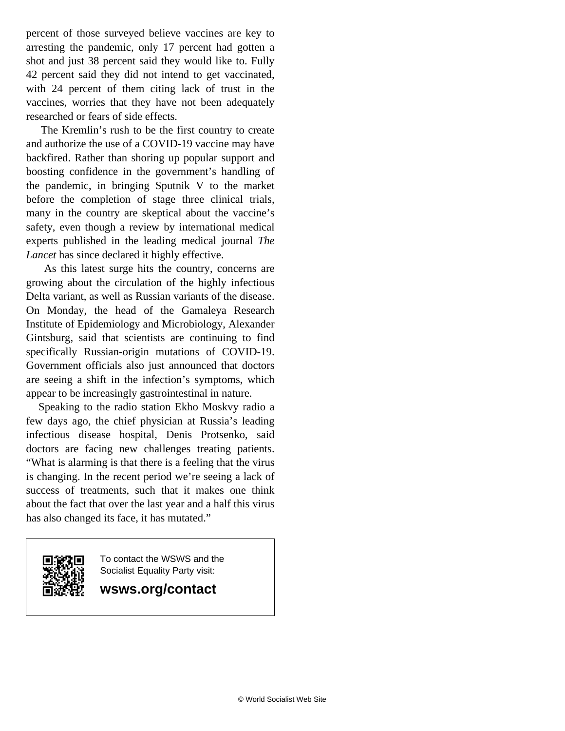percent of those surveyed believe vaccines are key to arresting the pandemic, only 17 percent had gotten a shot and just 38 percent said they would like to. Fully 42 percent said they did not intend to get vaccinated, with 24 percent of them citing lack of trust in the vaccines, worries that they have not been adequately researched or fears of side effects.

The Kremlin's rush to be the first country to create and authorize the use of a COVID-19 vaccine may have backfired. Rather than shoring up popular support and boosting confidence in the government's handling of the pandemic, in bringing Sputnik V to the market before the completion of stage three clinical trials, many in the country are skeptical about the vaccine's safety, even though a review by international medical experts published in the leading medical journal *The Lancet* has since declared it highly effective.

As this latest surge hits the country, concerns are growing about the circulation of the highly infectious Delta variant, as well as Russian variants of the disease. On Monday, the head of the Gamaleya Research Institute of Epidemiology and Microbiology, Alexander Gintsburg, said that scientists are continuing to find specifically Russian-origin mutations of COVID-19. Government officials also just announced that doctors are seeing a shift in the infection's symptoms, which appear to be increasingly gastrointestinal in nature.

Speaking to the radio station Ekho Moskvy radio a few days ago, the chief physician at Russia's leading infectious disease hospital, Denis Protsenko, said doctors are facing new challenges treating patients. "What is alarming is that there is a feeling that the virus is changing. In the recent period we're seeing a lack of success of treatments, such that it makes one think about the fact that over the last year and a half this virus has also changed its face, it has mutated."

To contact the WSWS and the Socialist Equality Party visit:

**wsws.org/contact**